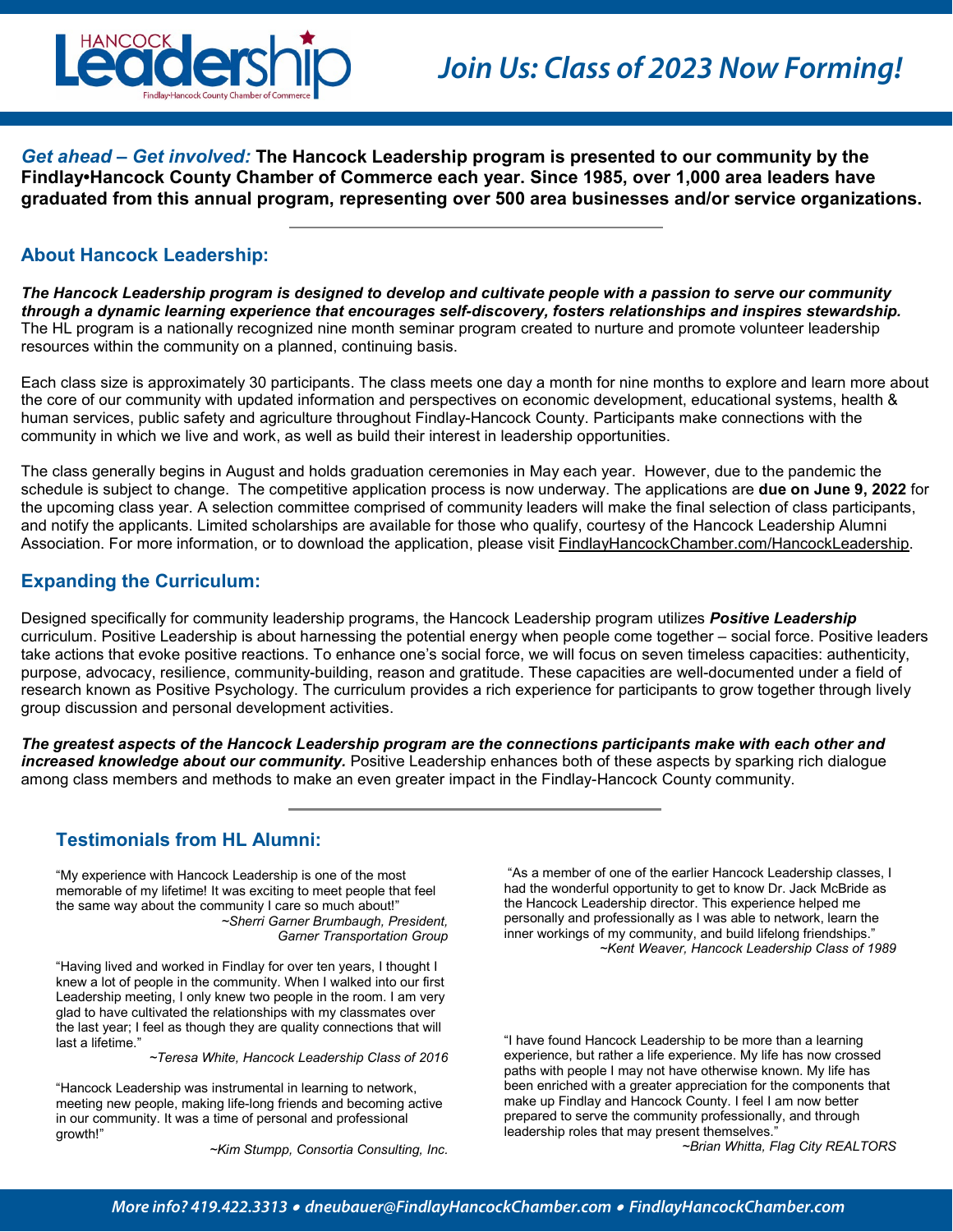# Hancock Leadership

Findlay•Hancock County Chamber of Commerce

## Join Us: Class of 2023 Now Forming!

***Get ahead – Get involved:*** **The Hancock Leadership program is presented to our community by the Findlay•Hancock County Chamber of Commerce each year. Since 1985, over 1,000 area leaders have graduated from this annual program, representing over 500 area businesses and/or service organizations.**

---

### About Hancock Leadership:

***The Hancock Leadership program is designed to develop and cultivate people with a passion to serve our community through a dynamic learning experience that encourages self-discovery, fosters relationships and inspires stewardship.*** The HL program is a nationally recognized nine month seminar program created to nurture and promote volunteer leadership resources within the community on a planned, continuing basis.

Each class size is approximately 30 participants. The class meets one day a month for nine months to explore and learn more about the core of our community with updated information and perspectives on economic development, educational systems, health & human services, public safety and agriculture throughout Findlay-Hancock County. Participants make connections with the community in which we live and work, as well as build their interest in leadership opportunities.

The class generally begins in August and holds graduation ceremonies in May each year. However, due to the pandemic the schedule is subject to change. The competitive application process is now underway. The applications are **due on June 9, 2022** for the upcoming class year. A selection committee comprised of community leaders will make the final selection of class participants, and notify the applicants. Limited scholarships are available for those who qualify, courtesy of the Hancock Leadership Alumni Association. For more information, or to download the application, please visit FindlayHancockChamber.com/HancockLeadership.

### Expanding the Curriculum:

Designed specifically for community leadership programs, the Hancock Leadership program utilizes ***Positive Leadership*** curriculum. Positive Leadership is about harnessing the potential energy when people come together – social force. Positive leaders take actions that evoke positive reactions. To enhance one's social force, we will focus on seven timeless capacities: authenticity, purpose, advocacy, resilience, community-building, reason and gratitude. These capacities are well-documented under a field of research known as Positive Psychology. The curriculum provides a rich experience for participants to grow together through lively group discussion and personal development activities.

***The greatest aspects of the Hancock Leadership program are the connections participants make with each other and increased knowledge about our community.*** Positive Leadership enhances both of these aspects by sparking rich dialogue among class members and methods to make an even greater impact in the Findlay-Hancock County community.

---

### Testimonials from HL Alumni:

"My experience with Hancock Leadership is one of the most memorable of my lifetime! It was exciting to meet people that feel the same way about the community I care so much about!"
*~Sherri Garner Brumbaugh, President, Garner Transportation Group*

"Having lived and worked in Findlay for over ten years, I thought I knew a lot of people in the community. When I walked into our first Leadership meeting, I only knew two people in the room. I am very glad to have cultivated the relationships with my classmates over the last year; I feel as though they are quality connections that will last a lifetime."
*~Teresa White, Hancock Leadership Class of 2016*

"Hancock Leadership was instrumental in learning to network, meeting new people, making life-long friends and becoming active in our community. It was a time of personal and professional growth!"
*~Kim Stumpp, Consortia Consulting, Inc.*

"As a member of one of the earlier Hancock Leadership classes, I had the wonderful opportunity to get to know Dr. Jack McBride as the Hancock Leadership director. This experience helped me personally and professionally as I was able to network, learn the inner workings of my community, and build lifelong friendships."
*~Kent Weaver, Hancock Leadership Class of 1989*

"I have found Hancock Leadership to be more than a learning experience, but rather a life experience. My life has now crossed paths with people I may not have otherwise known. My life has been enriched with a greater appreciation for the components that make up Findlay and Hancock County. I feel I am now better prepared to serve the community professionally, and through leadership roles that may present themselves."
*~Brian Whitta, Flag City REALTORS*

*More info? 419.422.3313 • dneubauer@FindlayHancockChamber.com • FindlayHancockChamber.com*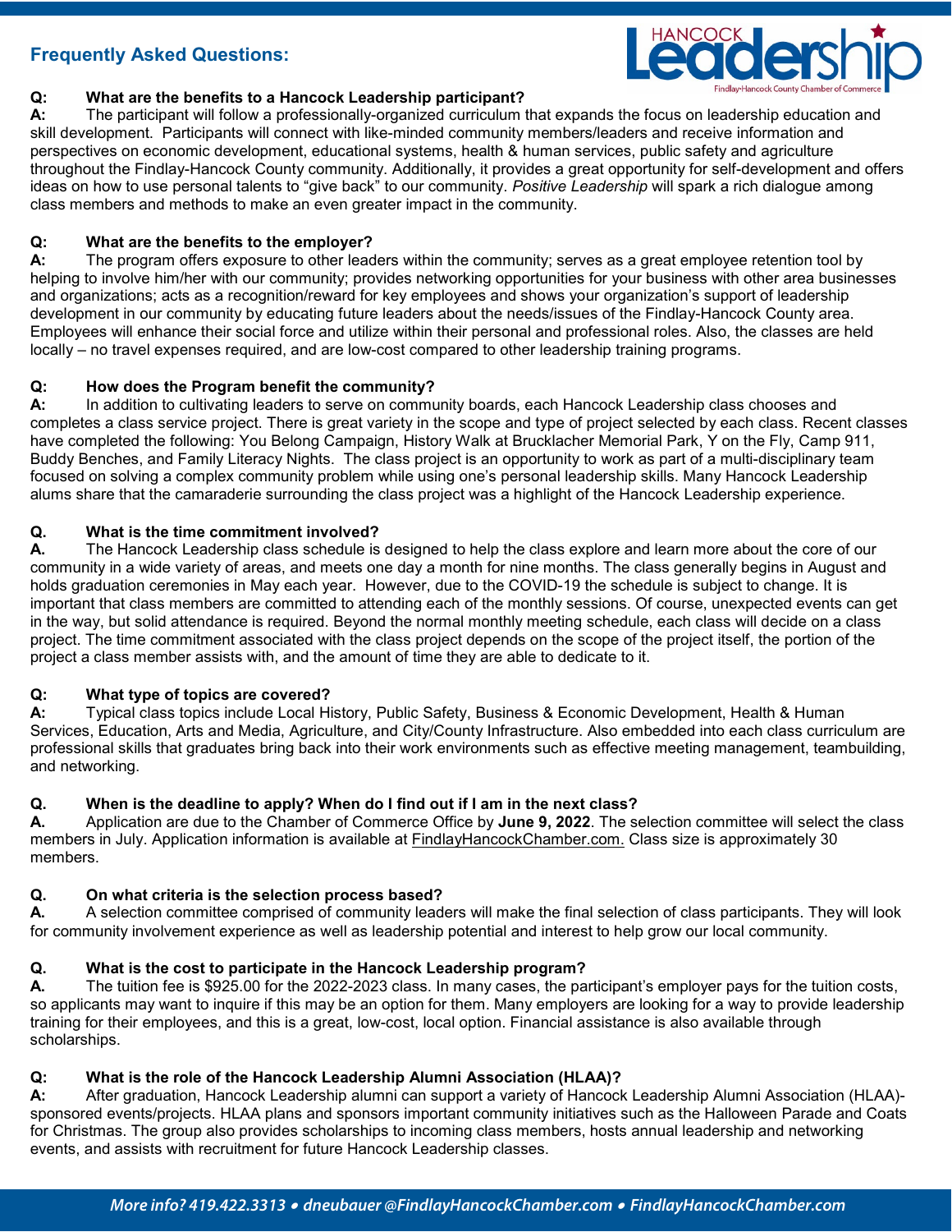## Frequently Asked Questions:

**Q: What are the benefits to a Hancock Leadership participant?**
**A:** The participant will follow a professionally-organized curriculum that expands the focus on leadership education and skill development. Participants will connect with like-minded community members/leaders and receive information and perspectives on economic development, educational systems, health & human services, public safety and agriculture throughout the Findlay-Hancock County community. Additionally, it provides a great opportunity for self-development and offers ideas on how to use personal talents to "give back" to our community. *Positive Leadership* will spark a rich dialogue among class members and methods to make an even greater impact in the community.

**Q: What are the benefits to the employer?**
**A:** The program offers exposure to other leaders within the community; serves as a great employee retention tool by helping to involve him/her with our community; provides networking opportunities for your business with other area businesses and organizations; acts as a recognition/reward for key employees and shows your organization's support of leadership development in our community by educating future leaders about the needs/issues of the Findlay-Hancock County area. Employees will enhance their social force and utilize within their personal and professional roles. Also, the classes are held locally – no travel expenses required, and are low-cost compared to other leadership training programs.

**Q: How does the Program benefit the community?**
**A:** In addition to cultivating leaders to serve on community boards, each Hancock Leadership class chooses and completes a class service project. There is great variety in the scope and type of project selected by each class. Recent classes have completed the following: You Belong Campaign, History Walk at Brucklacher Memorial Park, Y on the Fly, Camp 911, Buddy Benches, and Family Literacy Nights. The class project is an opportunity to work as part of a multi-disciplinary team focused on solving a complex community problem while using one's personal leadership skills. Many Hancock Leadership alums share that the camaraderie surrounding the class project was a highlight of the Hancock Leadership experience.

**Q. What is the time commitment involved?**
**A.** The Hancock Leadership class schedule is designed to help the class explore and learn more about the core of our community in a wide variety of areas, and meets one day a month for nine months. The class generally begins in August and holds graduation ceremonies in May each year. However, due to the COVID-19 the schedule is subject to change. It is important that class members are committed to attending each of the monthly sessions. Of course, unexpected events can get in the way, but solid attendance is required. Beyond the normal monthly meeting schedule, each class will decide on a class project. The time commitment associated with the class project depends on the scope of the project itself, the portion of the project a class member assists with, and the amount of time they are able to dedicate to it.

**Q: What type of topics are covered?**
**A:** Typical class topics include Local History, Public Safety, Business & Economic Development, Health & Human Services, Education, Arts and Media, Agriculture, and City/County Infrastructure. Also embedded into each class curriculum are professional skills that graduates bring back into their work environments such as effective meeting management, teambuilding, and networking.

**Q. When is the deadline to apply? When do I find out if I am in the next class?**
**A.** Application are due to the Chamber of Commerce Office by **June 9, 2022**. The selection committee will select the class members in July. Application information is available at FindlayHancockChamber.com. Class size is approximately 30 members.

**Q. On what criteria is the selection process based?**
**A.** A selection committee comprised of community leaders will make the final selection of class participants. They will look for community involvement experience as well as leadership potential and interest to help grow our local community.

**Q. What is the cost to participate in the Hancock Leadership program?**
**A.** The tuition fee is $925.00 for the 2022-2023 class. In many cases, the participant's employer pays for the tuition costs, so applicants may want to inquire if this may be an option for them. Many employers are looking for a way to provide leadership training for their employees, and this is a great, low-cost, local option. Financial assistance is also available through scholarships.

**Q: What is the role of the Hancock Leadership Alumni Association (HLAA)?**
**A:** After graduation, Hancock Leadership alumni can support a variety of Hancock Leadership Alumni Association (HLAA)-sponsored events/projects. HLAA plans and sponsors important community initiatives such as the Halloween Parade and Coats for Christmas. The group also provides scholarships to incoming class members, hosts annual leadership and networking events, and assists with recruitment for future Hancock Leadership classes.

***More info? 419.422.3313 • dneubauer@FindlayHancockChamber.com • FindlayHancockChamber.com***